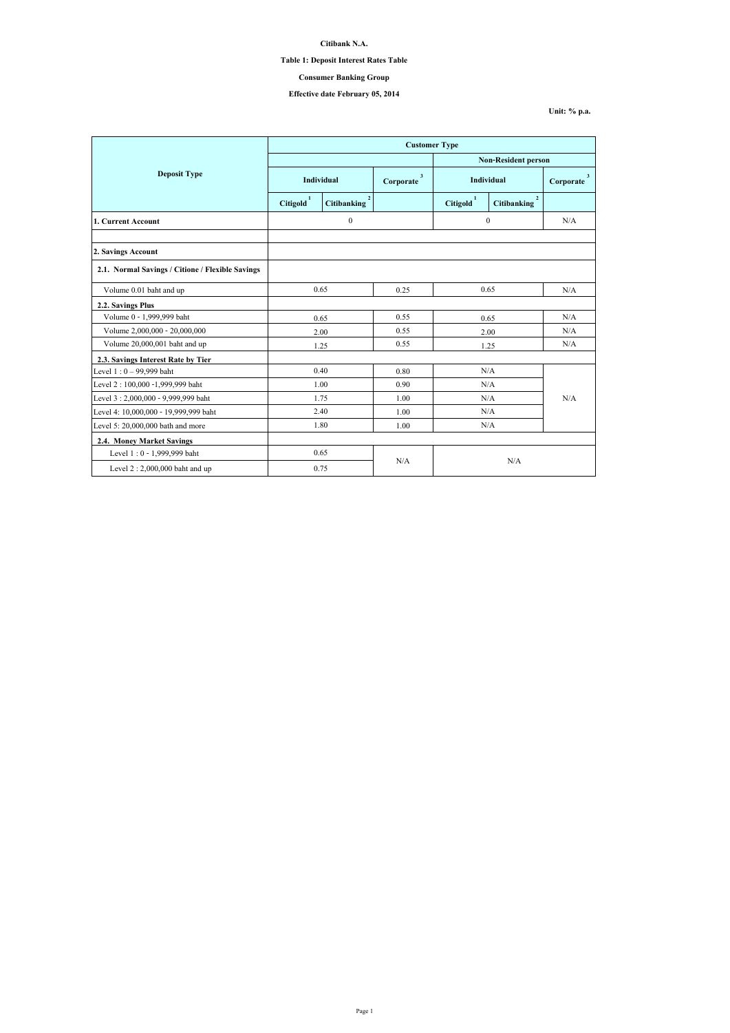**Citibank N.A.**

**Table 1: Deposit Interest Rates Table**

**Consumer Banking Group**

**Effective date February 05, 2014**

**Unit: % p.a.**

| Deposit Type | Customer Type | | | | | |
|---|---|---|---|---|---|---|
| | | | | Non-Resident person | | |
| | Individual | | Corporate [3] | Individual | | Corporate [3] |
| | Citigold [1] | Citibanking [2] | | Citigold [1] | Citibanking [2] | |
| **1. Current Account** | 0 | | | 0 | | N/A |
| | | | | | | |
| **2. Savings Account** | | | | | | |
| **2.1. Normal Savings / Citione / Flexible Savings** | | | | | | |
| Volume 0.01 baht and up | 0.65 | | 0.25 | 0.65 | | N/A |
| **2.2. Savings Plus** | | | | | | |
| Volume 0 - 1,999,999 baht | 0.65 | | 0.55 | 0.65 | | N/A |
| Volume 2,000,000 - 20,000,000 | 2.00 | | 0.55 | 2.00 | | N/A |
| Volume 20,000,001 baht and up | 1.25 | | 0.55 | 1.25 | | N/A |
| **2.3. Savings Interest Rate by Tier** | | | | | | |
| Level 1 : 0 – 99,999 baht | 0.40 | | 0.80 | N/A | | N/A |
| Level 2 : 100,000 -1,999,999 baht | 1.00 | | 0.90 | N/A | | |
| Level 3 : 2,000,000 - 9,999,999 baht | 1.75 | | 1.00 | N/A | | |
| Level 4: 10,000,000 - 19,999,999 baht | 2.40 | | 1.00 | N/A | | |
| Level 5: 20,000,000 bath and more | 1.80 | | 1.00 | N/A | | |
| **2.4. Money Market Savings** | | | | | | |
| Level 1 : 0 - 1,999,999 baht | 0.65 | | N/A | N/A | | |
| Level 2 : 2,000,000 baht and up | 0.75 | | | | | |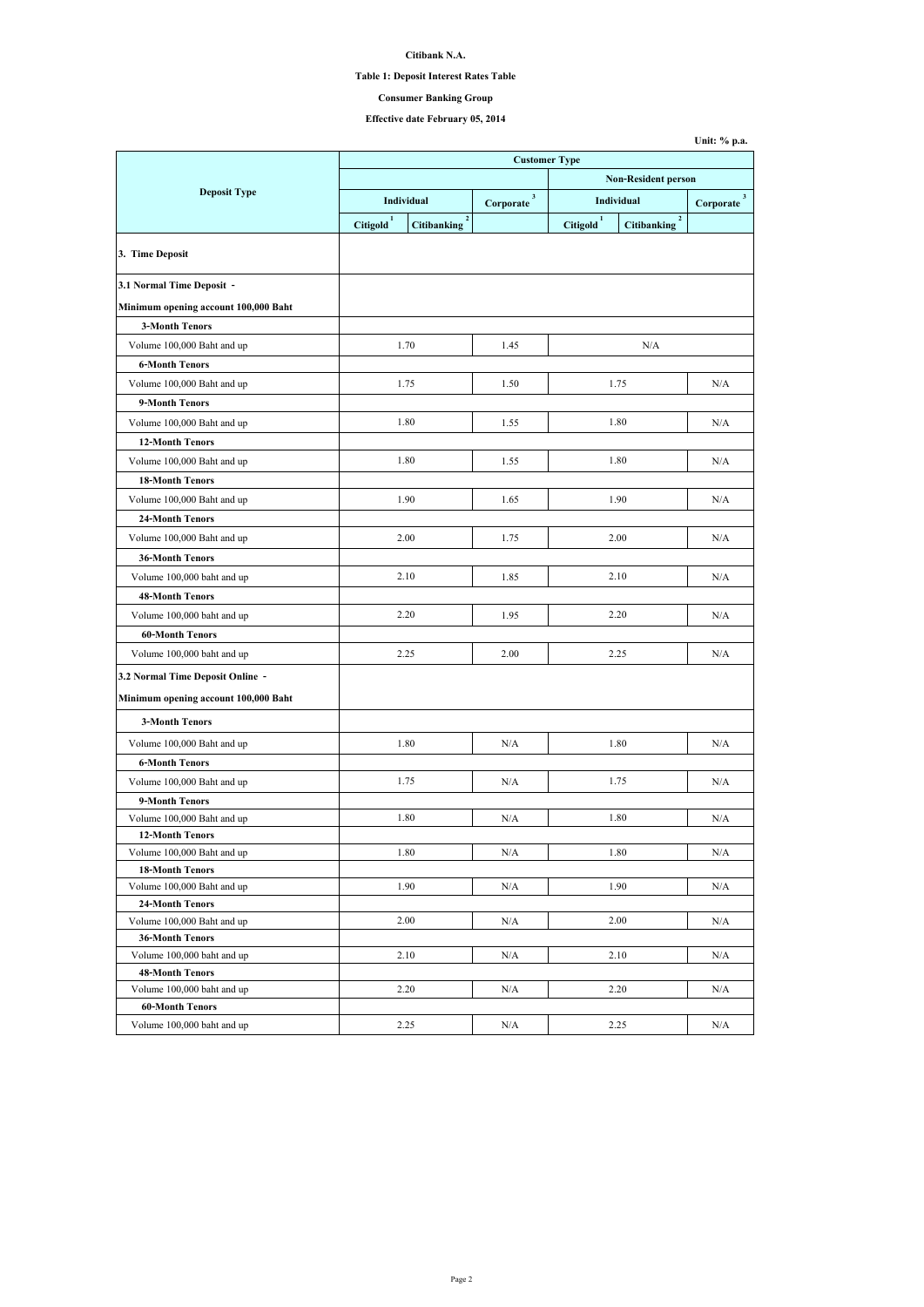**Citibank N.A.**

**Table 1: Deposit Interest Rates Table**

**Consumer Banking Group**

**Effective date February 05, 2014**

**Unit: % p.a.**

| Deposit Type | Customer Type | | | | | |
|---|---|---|---|---|---|---|
| | | | | Non-Resident person | | |
| | Individual | | Corporate [3] | Individual | | Corporate [3] |
| | Citigold [1] | Citibanking [2] | | Citigold [1] | Citibanking [2] | |
| **3. Time Deposit** | | | | | | |
| **3.1 Normal Time Deposit - Minimum opening account 100,000 Baht** | | | | | | |
| **3-Month Tenors** | | | | | | |
| Volume 100,000 Baht and up | 1.70 | | 1.45 | N/A | | |
| **6-Month Tenors** | | | | | | |
| Volume 100,000 Baht and up | 1.75 | | 1.50 | 1.75 | | N/A |
| **9-Month Tenors** | | | | | | |
| Volume 100,000 Baht and up | 1.80 | | 1.55 | 1.80 | | N/A |
| **12-Month Tenors** | | | | | | |
| Volume 100,000 Baht and up | 1.80 | | 1.55 | 1.80 | | N/A |
| **18-Month Tenors** | | | | | | |
| Volume 100,000 Baht and up | 1.90 | | 1.65 | 1.90 | | N/A |
| **24-Month Tenors** | | | | | | |
| Volume 100,000 Baht and up | 2.00 | | 1.75 | 2.00 | | N/A |
| **36-Month Tenors** | | | | | | |
| Volume 100,000 baht and up | 2.10 | | 1.85 | 2.10 | | N/A |
| **48-Month Tenors** | | | | | | |
| Volume 100,000 baht and up | 2.20 | | 1.95 | 2.20 | | N/A |
| **60-Month Tenors** | | | | | | |
| Volume 100,000 baht and up | 2.25 | | 2.00 | 2.25 | | N/A |
| **3.2 Normal Time Deposit Online - Minimum opening account 100,000 Baht** | | | | | | |
| **3-Month Tenors** | | | | | | |
| Volume 100,000 Baht and up | 1.80 | | N/A | 1.80 | | N/A |
| **6-Month Tenors** | | | | | | |
| Volume 100,000 Baht and up | 1.75 | | N/A | 1.75 | | N/A |
| **9-Month Tenors** | | | | | | |
| Volume 100,000 Baht and up | 1.80 | | N/A | 1.80 | | N/A |
| **12-Month Tenors** | | | | | | |
| Volume 100,000 Baht and up | 1.80 | | N/A | 1.80 | | N/A |
| **18-Month Tenors** | | | | | | |
| Volume 100,000 Baht and up | 1.90 | | N/A | 1.90 | | N/A |
| **24-Month Tenors** | | | | | | |
| Volume 100,000 Baht and up | 2.00 | | N/A | 2.00 | | N/A |
| **36-Month Tenors** | | | | | | |
| Volume 100,000 baht and up | 2.10 | | N/A | 2.10 | | N/A |
| **48-Month Tenors** | | | | | | |
| Volume 100,000 baht and up | 2.20 | | N/A | 2.20 | | N/A |
| **60-Month Tenors** | | | | | | |
| Volume 100,000 baht and up | 2.25 | | N/A | 2.25 | | N/A |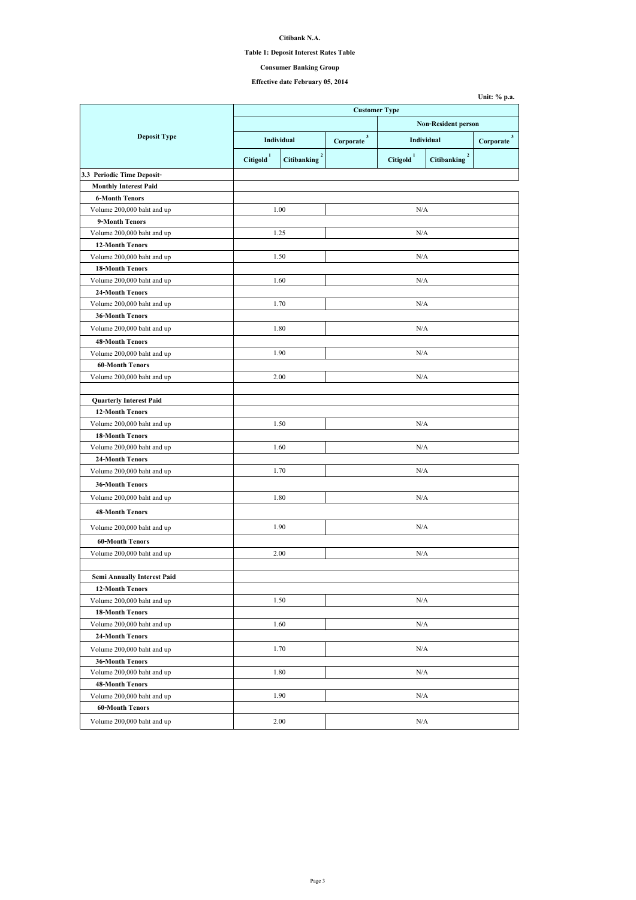**Citibank N.A.**

**Table 1: Deposit Interest Rates Table**

**Consumer Banking Group**

**Effective date February 05, 2014**

**Unit: % p.a.**

| Deposit Type | Customer Type | | | | | |
|---|---|---|---|---|---|---|
| | | | | Non-Resident person | | |
| | Individual | | Corporate [3] | Individual | | Corporate [3] |
| | Citigold [1] | Citibanking [2] | | Citigold [1] | Citibanking [2] | |
| **3.3 Periodic Time Deposit-** | | | | | | |
| **Monthly Interest Paid** | | | | | | |
| **6-Month Tenors** | | | | | | |
| Volume 200,000 baht and up | 1.00 | | N/A | | | |
| **9-Month Tenors** | | | | | | |
| Volume 200,000 baht and up | 1.25 | | N/A | | | |
| **12-Month Tenors** | | | | | | |
| Volume 200,000 baht and up | 1.50 | | N/A | | | |
| **18-Month Tenors** | | | | | | |
| Volume 200,000 baht and up | 1.60 | | N/A | | | |
| **24-Month Tenors** | | | | | | |
| Volume 200,000 baht and up | 1.70 | | N/A | | | |
| **36-Month Tenors** | | | | | | |
| Volume 200,000 baht and up | 1.80 | | N/A | | | |
| **48-Month Tenors** | | | | | | |
| Volume 200,000 baht and up | 1.90 | | N/A | | | |
| **60-Month Tenors** | | | | | | |
| Volume 200,000 baht and up | 2.00 | | N/A | | | |
| | | | | | | |
| **Quarterly Interest Paid** | | | | | | |
| **12-Month Tenors** | | | | | | |
| Volume 200,000 baht and up | 1.50 | | N/A | | | |
| **18-Month Tenors** | | | | | | |
| Volume 200,000 baht and up | 1.60 | | N/A | | | |
| **24-Month Tenors** | | | | | | |
| Volume 200,000 baht and up | 1.70 | | N/A | | | |
| **36-Month Tenors** | | | | | | |
| Volume 200,000 baht and up | 1.80 | | N/A | | | |
| **48-Month Tenors** | | | | | | |
| Volume 200,000 baht and up | 1.90 | | N/A | | | |
| **60-Month Tenors** | | | | | | |
| Volume 200,000 baht and up | 2.00 | | N/A | | | |
| | | | | | | |
| **Semi Annually Interest Paid** | | | | | | |
| **12-Month Tenors** | | | | | | |
| Volume 200,000 baht and up | 1.50 | | N/A | | | |
| **18-Month Tenors** | | | | | | |
| Volume 200,000 baht and up | 1.60 | | N/A | | | |
| **24-Month Tenors** | | | | | | |
| Volume 200,000 baht and up | 1.70 | | N/A | | | |
| **36-Month Tenors** | | | | | | |
| Volume 200,000 baht and up | 1.80 | | N/A | | | |
| **48-Month Tenors** | | | | | | |
| Volume 200,000 baht and up | 1.90 | | N/A | | | |
| **60-Month Tenors** | | | | | | |
| Volume 200,000 baht and up | 2.00 | | N/A | | | |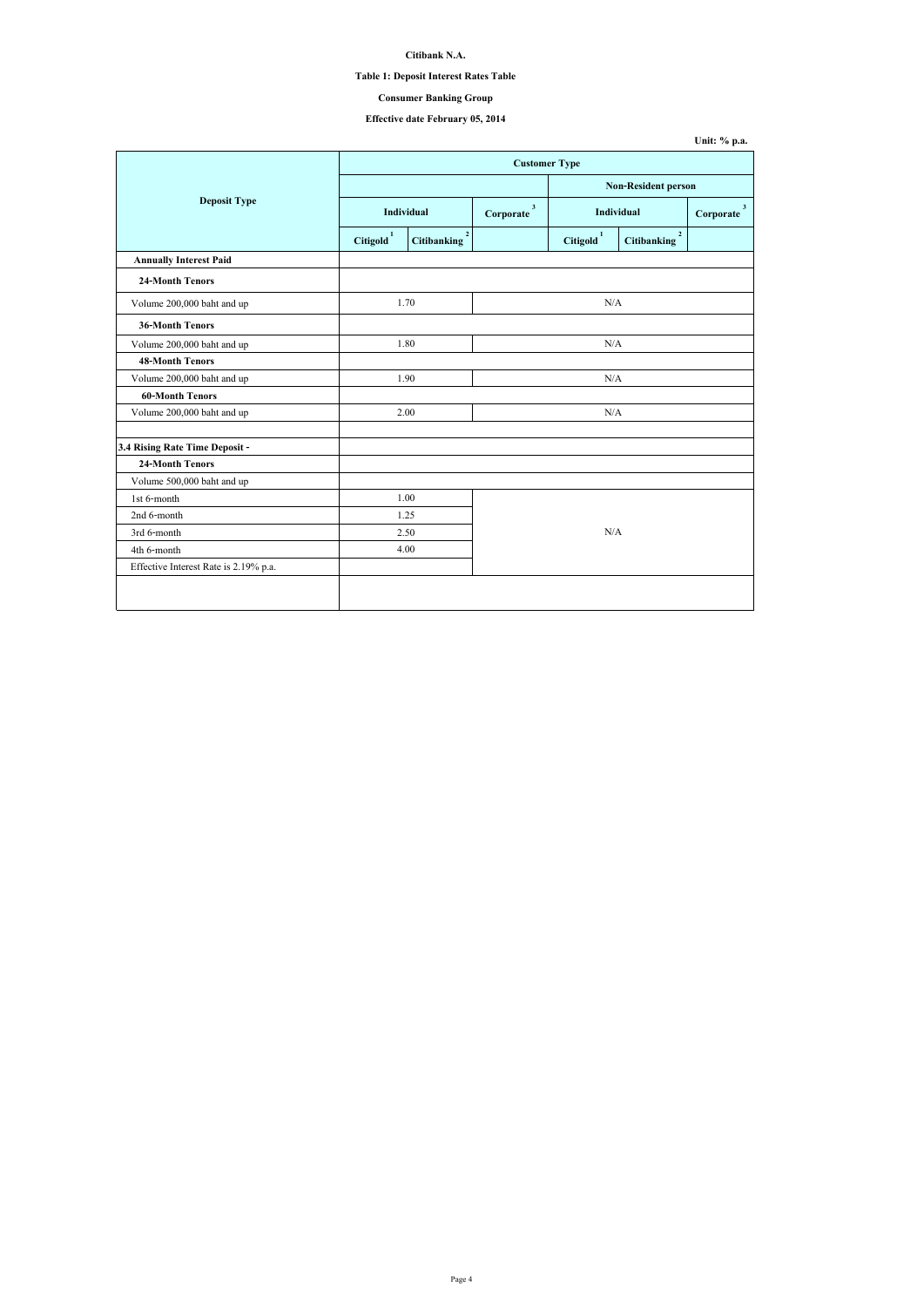**Citibank N.A.**

**Table 1: Deposit Interest Rates Table**

**Consumer Banking Group**

**Effective date February 05, 2014**

**Unit: % p.a.**

| Deposit Type | Customer Type | | | | | |
|---|---|---|---|---|---|---|
| | | | | Non-Resident person | | |
| | Individual | | Corporate [3] | Individual | | Corporate [3] |
| | Citigold [1] | Citibanking [2] | | Citigold [1] | Citibanking [2] | |
| **Annually Interest Paid** | | | | | | |
| **24-Month Tenors** | | | | | | |
| Volume 200,000 baht and up | 1.70 | | N/A | | | |
| **36-Month Tenors** | | | | | | |
| Volume 200,000 baht and up | 1.80 | | N/A | | | |
| **48-Month Tenors** | | | | | | |
| Volume 200,000 baht and up | 1.90 | | N/A | | | |
| **60-Month Tenors** | | | | | | |
| Volume 200,000 baht and up | 2.00 | | N/A | | | |
| | | | | | | |
| **3.4 Rising Rate Time Deposit -** | | | | | | |
| **24-Month Tenors** | | | | | | |
| Volume 500,000 baht and up | | | | | | |
| 1st 6-month | 1.00 | | N/A | | | |
| 2nd 6-month | 1.25 | | | | | |
| 3rd 6-month | 2.50 | | | | | |
| 4th 6-month | 4.00 | | | | | |
| Effective Interest Rate is 2.19% p.a. | | | | | | |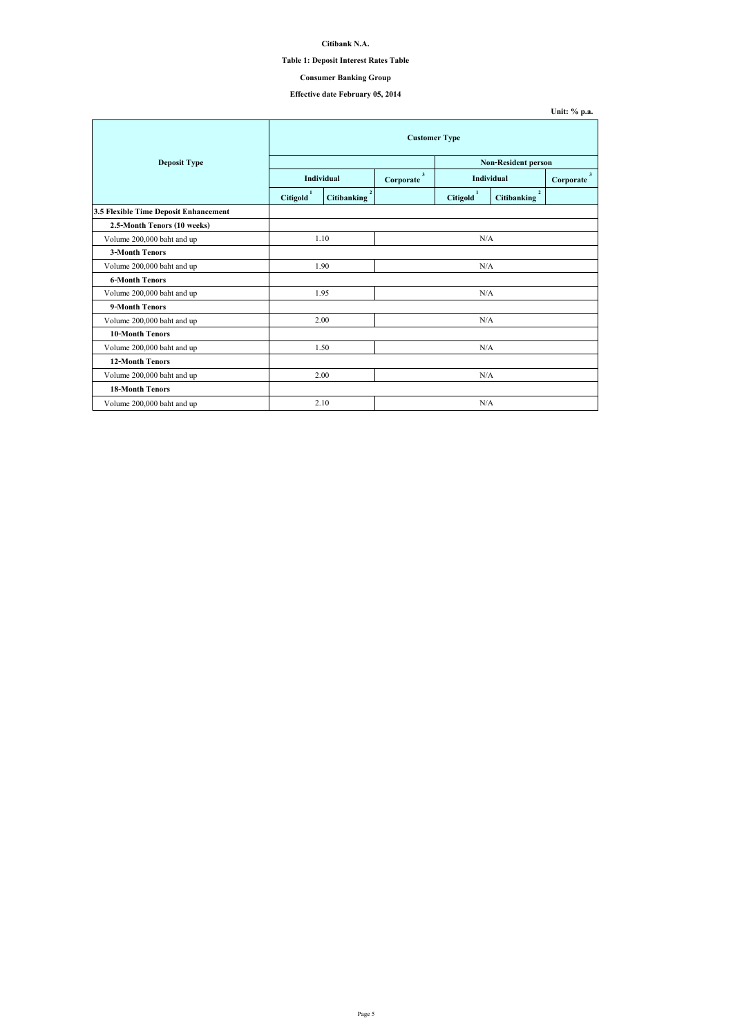**Citibank N.A.**

**Table 1: Deposit Interest Rates Table**

**Consumer Banking Group**

**Effective date February 05, 2014**

**Unit: % p.a.**

| Deposit Type | Customer Type | | | | | |
|---|---|---|---|---|---|---|
| | | | | Non-Resident person | | |
| | Individual | | Corporate [3] | Individual | | Corporate [3] |
| | Citigold [1] | Citibanking [2] | | Citigold [1] | Citibanking [2] | |
| **3.5 Flexible Time Deposit Enhancement** | | | | | | |
| **2.5-Month Tenors (10 weeks)** | | | | | | |
| Volume 200,000 baht and up | 1.10 | | N/A | | | |
| **3-Month Tenors** | | | | | | |
| Volume 200,000 baht and up | 1.90 | | N/A | | | |
| **6-Month Tenors** | | | | | | |
| Volume 200,000 baht and up | 1.95 | | N/A | | | |
| **9-Month Tenors** | | | | | | |
| Volume 200,000 baht and up | 2.00 | | N/A | | | |
| **10-Month Tenors** | | | | | | |
| Volume 200,000 baht and up | 1.50 | | N/A | | | |
| **12-Month Tenors** | | | | | | |
| Volume 200,000 baht and up | 2.00 | | N/A | | | |
| **18-Month Tenors** | | | | | | |
| Volume 200,000 baht and up | 2.10 | | N/A | | | |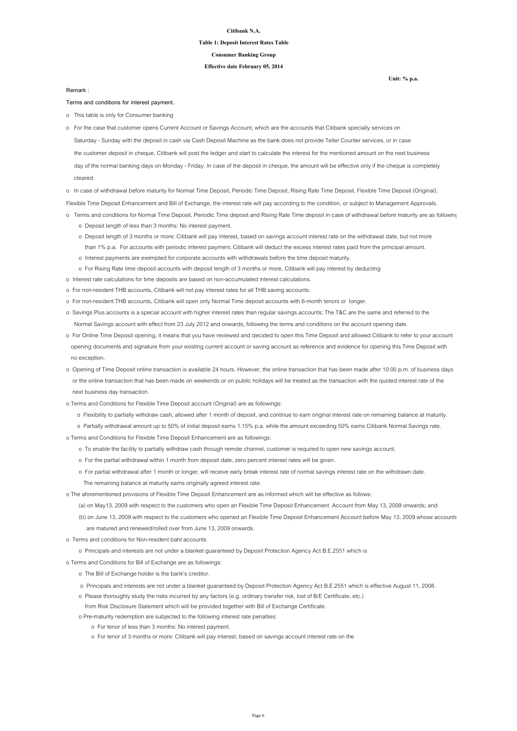**Citibank N.A.**

**Table 1: Deposit Interest Rates Table**

**Consumer Banking Group**

**Effective date February 05, 2014**

**Unit: % p.a.**

Remark :

Terms and conditions for interest payment.

- This table is only for Consumer banking
- For the case that customer opens Current Account or Savings Account, which are the accounts that Citibank specially services on Saturday - Sunday with the deposit in cash via Cash Deposit Machine as the bank does not provide Teller Counter services, or in case the customer deposit in cheque, Citibank will post the ledger and start to calculate the interest for the mentioned amount on the next business day of the normal banking days on Monday - Friday. In case of the deposit in cheque, the amount will be effective only if the cheque is completely cleared.
- In case of withdrawal before maturity for Normal Time Deposit, Periodic Time Deposit, Rising Rate Time Deposit, Flexible Time Deposit (Original), Flexible Time Deposit Enhancement and Bill of Exchange, the interest rate will pay according to the condition, or subject to Management Approvals.
- Terms and conditions for Normal Time Deposit, Periodic Time deposit and Rising Rate Time deposit in case of withdrawal before maturity are as following
  - Deposit length of less than 3 months: No interest payment.
  - Deposit length of 3 months or more: Citibank will pay interest, based on savings account interest rate on the withdrawal date, but not more than 1% p.a. For accounts with periodic interest payment, Citibank will deduct the excess interest rates paid from the principal amount.
  - Interest payments are exempted for corporate accounts with withdrawals before the time deposit maturity.
  - For Rising Rate time deposit accounts with deposit length of 3 months or more, Citibank will pay interest by deducting
- Interest rate calculations for time deposits are based on non-accumulated interest calculations.
- For non-resident THB accounts, Citibank will not pay interest rates for all THB saving accounts.
- For non-resident THB accounts, Citibank will open only Normal Time deposit accounts with 6-month tenors or longer.
- Savings Plus accounts is a special account with higher interest rates than regular savings accounts; The T&C are the same and referred to the Normal Savings account with effect from 23 July 2012 and onwards, following the terms and conditions on the account opening date.
- For Online Time Deposit opening, it means that you have reviewed and decided to open this Time Deposit and allowed Citibank to refer to your account opening documents and signature from your existing current account or saving account as reference and evidence for opening this Time Deposit with no exception.
- Opening of Time Deposit online transaction is available 24 hours. However, the online transaction that has been made after 10:00 p.m. of business days or the online transaction that has been made on weekends or on public holidays will be treated as the transaction with the quoted interest rate of the next business day transaction.
- Terms and Conditions for Flexible Time Deposit account (Original) are as followings:
  - Flexibility to partially withdraw cash, allowed after 1 month of deposit, and continue to earn original interest rate on remaining balance at maturity.
  - Partially withdrawal amount up to 50% of initial deposit earns 1.15% p.a. while the amount exceeding 50% earns Citibank Normal Savings rate.
- Terms and Conditions for Flexible Time Deposit Enhancement are as followings:
  - To enable the facility to partially withdraw cash through remote channel, customer is required to open new savings account.
  - For the partial withdrawal within 1 month from deposit date, zero percent interest rates will be given.
  - For partial withdrawal after 1 month or longer, will receive early break interest rate of normal savings interest rate on the withdrawn date. The remaining balance at maturity earns originally agreed interest rate.
- The aforementioned provisions of Flexible Time Deposit Enhancement are as informed which will be effective as follows:
  - (a) on May13, 2009 with respect to the customers who open an Flexible Time Deposit Enhancement Account from May 13, 2009 onwards; and
  - (b) on June 13, 2009 with respect to the customers who opened an Flexible Time Deposit Enhancement Account before May 13, 2009 whose accounts are matured and renewed/rolled over from June 13, 2009 onwards.
- Terms and conditions for Non-resident baht accounts
  - Principals and interests are not under a blanket guaranteed by Deposit Protection Agency Act B.E.2551 which is
- Terms and Conditions for Bill of Exchange are as followings:
  - The Bill of Exchange holder is the bank's creditor.
  - Principals and interests are not under a blanket guaranteed by Deposit Protection Agency Act B.E.2551 which is effective August 11, 2008.
  - Please thoroughly study the risks incurred by any factors (e.g. ordinary transfer risk, lost of B/E Certificate, etc.) from Risk Disclosure Statement which will be provided together with Bill of Exchange Certificate.
  - Pre-maturity redemption are subjected to the following interest rate penalties:
    - For tenor of less than 3 months: No interest payment.
    - For tenor of 3 months or more: Citibank will pay interest, based on savings account interest rate on the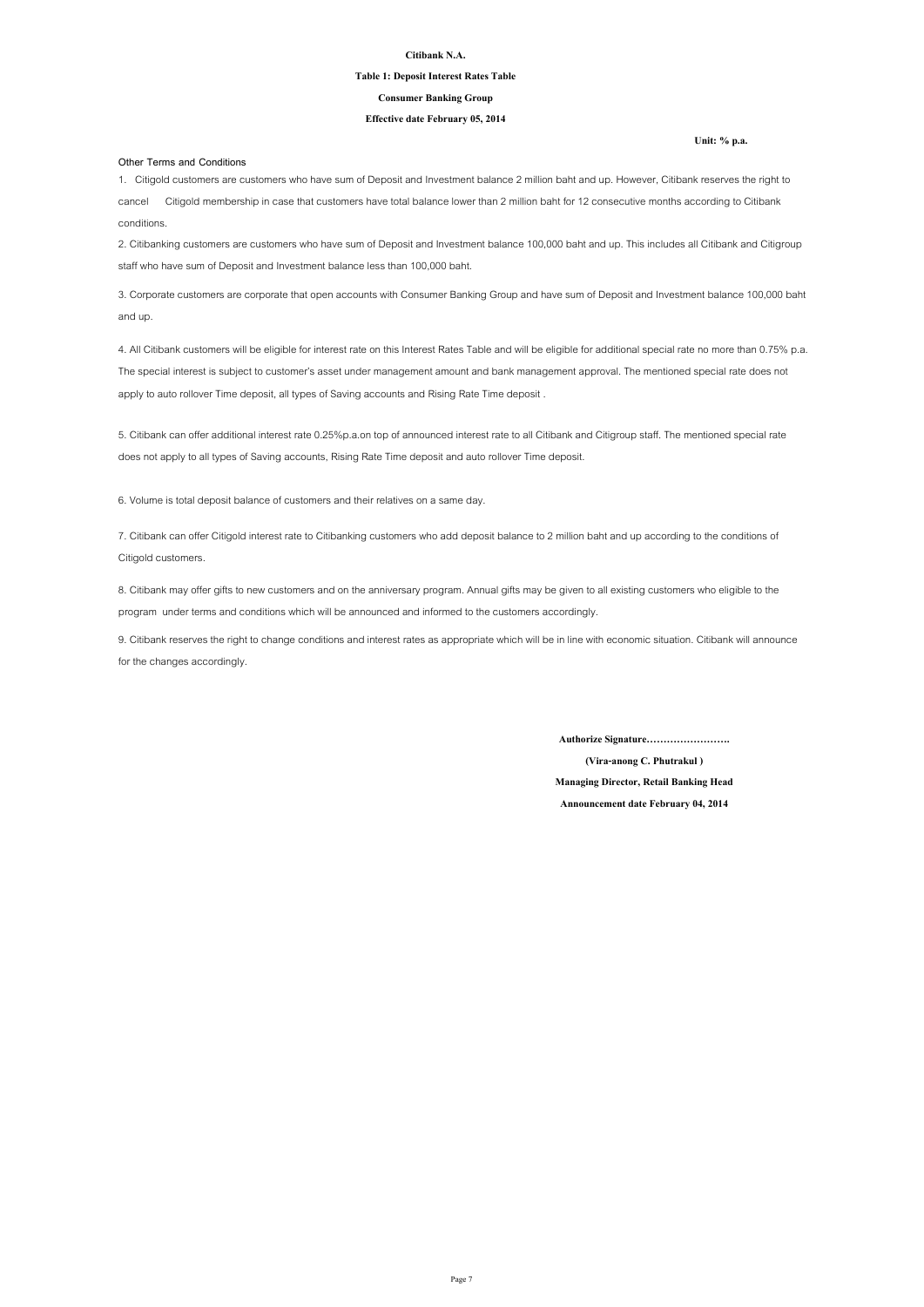**Citibank N.A.**

**Table 1: Deposit Interest Rates Table**

**Consumer Banking Group**

**Effective date February 05, 2014**

**Unit: % p.a.**

**Other Terms and Conditions**

1. Citigold customers are customers who have sum of Deposit and Investment balance 2 million baht and up. However, Citibank reserves the right to cancel Citigold membership in case that customers have total balance lower than 2 million baht for 12 consecutive months according to Citibank conditions.

2. Citibanking customers are customers who have sum of Deposit and Investment balance 100,000 baht and up. This includes all Citibank and Citigroup staff who have sum of Deposit and Investment balance less than 100,000 baht.

3. Corporate customers are corporate that open accounts with Consumer Banking Group and have sum of Deposit and Investment balance 100,000 baht and up.

4. All Citibank customers will be eligible for interest rate on this Interest Rates Table and will be eligible for additional special rate no more than 0.75% p.a. The special interest is subject to customer's asset under management amount and bank management approval. The mentioned special rate does not apply to auto rollover Time deposit, all types of Saving accounts and Rising Rate Time deposit .

5. Citibank can offer additional interest rate 0.25%p.a.on top of announced interest rate to all Citibank and Citigroup staff. The mentioned special rate does not apply to all types of Saving accounts, Rising Rate Time deposit and auto rollover Time deposit.

6. Volume is total deposit balance of customers and their relatives on a same day.

7. Citibank can offer Citigold interest rate to Citibanking customers who add deposit balance to 2 million baht and up according to the conditions of Citigold customers.

8. Citibank may offer gifts to new customers and on the anniversary program. Annual gifts may be given to all existing customers who eligible to the program under terms and conditions which will be announced and informed to the customers accordingly.

9. Citibank reserves the right to change conditions and interest rates as appropriate which will be in line with economic situation. Citibank will announce for the changes accordingly.

**Authorize Signature…………………….**

**(Vira-anong C. Phutrakul )**

**Managing Director, Retail Banking Head**

**Announcement date February 04, 2014**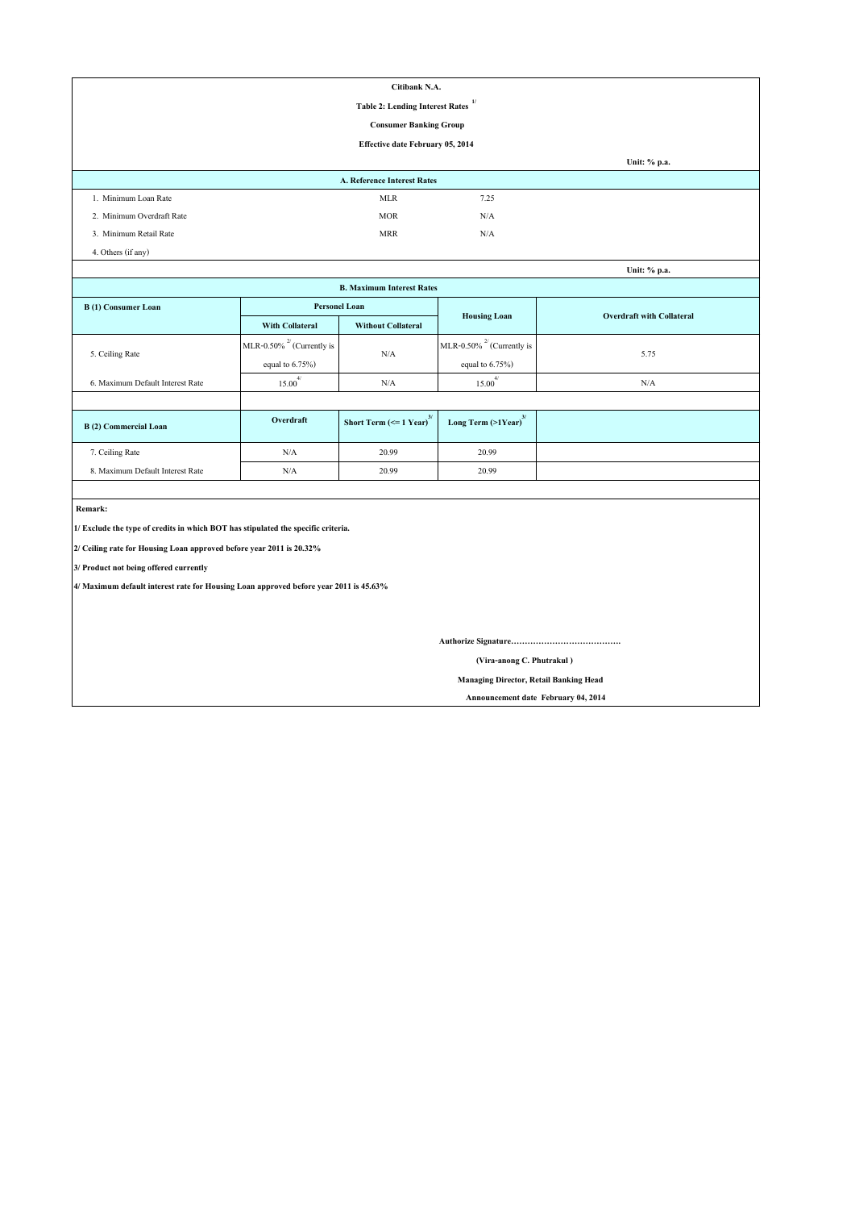**Citibank N.A.**

**Table 2: Lending Interest Rates [1/]**

**Consumer Banking Group**

**Effective date February 05, 2014**

**Unit: % p.a.**

| A. Reference Interest Rates | | |
|---|---|---|
| 1. Minimum Loan Rate | MLR | 7.25 |
| 2. Minimum Overdraft Rate | MOR | N/A |
| 3. Minimum Retail Rate | MRR | N/A |
| 4. Others (if any) | | |

**Unit: % p.a.**

**B. Maximum Interest Rates**

| B (1) Consumer Loan | Personel Loan | | Housing Loan | Overdraft with Collateral |
|---|---|---|---|---|
| | With Collateral | Without Collateral | | |
| 5. Ceiling Rate | MLR-0.50% [2/] (Currently is equal to 6.75%) | N/A | MLR-0.50% [2/] (Currently is equal to 6.75%) | 5.75 |
| 6. Maximum Default Interest Rate | 15.00 [4/] | N/A | 15.00 [4/] | N/A |

| B (2) Commercial Loan | Overdraft | Short Term (<= 1 Year) [3/] | Long Term (>1Year) [3/] |
|---|---|---|---|
| 7. Ceiling Rate | N/A | 20.99 | 20.99 |
| 8. Maximum Default Interest Rate | N/A | 20.99 | 20.99 |

**Remark:**

**1/ Exclude the type of credits in which BOT has stipulated the specific criteria.**

**2/ Ceiling rate for Housing Loan approved before year 2011 is 20.32%**

**3/ Product not being offered currently**

**4/ Maximum default interest rate for Housing Loan approved before year 2011 is 45.63%**

**Authorize Signature………………………………….**

**(Vira-anong C. Phutrakul )**

**Managing Director, Retail Banking Head**

**Announcement date February 04, 2014**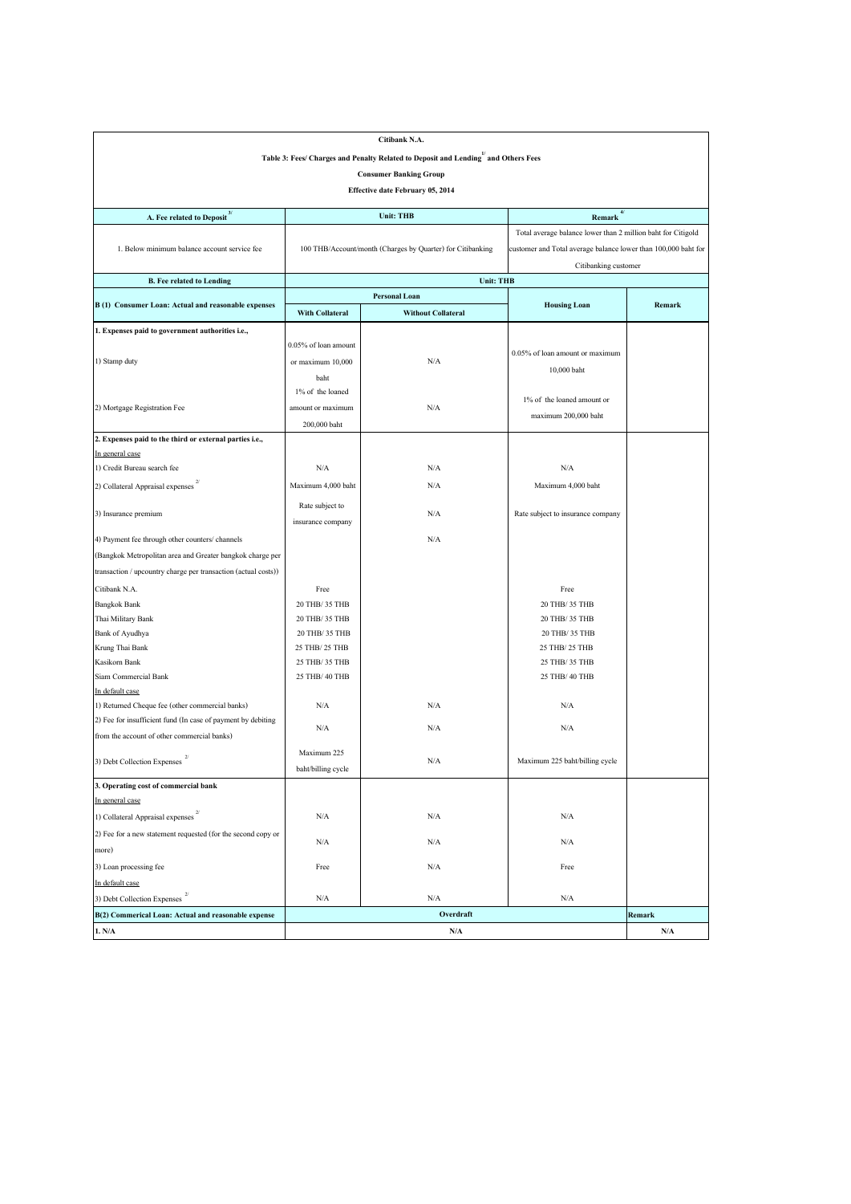**Citibank N.A.**

**Table 3: Fees/ Charges and Penalty Related to Deposit and Lending[1/] and Others Fees**

**Consumer Banking Group**

**Effective date February 05, 2014**

| A. Fee related to Deposit[3/] | Unit: THB | | Remark[4/] |
|---|---|---|---|
| 1. Below minimum balance account service fee | 100 THB/Account/month (Charges by Quarter) for Citibanking | | Total average balance lower than 2 million baht for Citigold customer and Total average balance lower than 100,000 baht for Citibanking customer |

| B. Fee related to Lending | Unit: THB | | | |
|---|---|---|---|---|
| **B (1) Consumer Loan: Actual and reasonable expenses** | **Personal Loan** | | **Housing Loan** | **Remark** |
| | **With Collateral** | **Without Collateral** | | |
| **1. Expenses paid to government authorities i.e.,** | | | | |
| 1) Stamp duty | 0.05% of loan amount or maximum 10,000 baht | N/A | 0.05% of loan amount or maximum 10,000 baht | |
| 2) Mortgage Registration Fee | 1% of the loaned amount or maximum 200,000 baht | N/A | 1% of the loaned amount or maximum 200,000 baht | |
| **2. Expenses paid to the third or external parties i.e.,** | | | | |
| In general case | | | | |
| 1) Credit Bureau search fee | N/A | N/A | N/A | |
| 2) Collateral Appraisal expenses[2/] | Maximum 4,000 baht | N/A | Maximum 4,000 baht | |
| 3) Insurance premium | Rate subject to insurance company | N/A | Rate subject to insurance company | |
| 4) Payment fee through other counters/ channels (Bangkok Metropolitan area and Greater bangkok charge per transaction / upcountry charge per transaction (actual costs)) | | N/A | | |
| Citibank N.A. | Free | | Free | |
| Bangkok Bank | 20 THB/ 35 THB | | 20 THB/ 35 THB | |
| Thai Military Bank | 20 THB/ 35 THB | | 20 THB/ 35 THB | |
| Bank of Ayudhya | 20 THB/ 35 THB | | 20 THB/ 35 THB | |
| Krung Thai Bank | 25 THB/ 25 THB | | 25 THB/ 25 THB | |
| Kasikorn Bank | 25 THB/ 35 THB | | 25 THB/ 35 THB | |
| Siam Commercial Bank | 25 THB/ 40 THB | | 25 THB/ 40 THB | |
| In default case | | | | |
| 1) Returned Cheque fee (other commercial banks) | N/A | N/A | N/A | |
| 2) Fee for insufficient fund (In case of payment by debiting from the account of other commercial banks) | N/A | N/A | N/A | |
| 3) Debt Collection Expenses[2/] | Maximum 225 baht/billing cycle | N/A | Maximum 225 baht/billing cycle | |
| **3. Operating cost of commercial bank** | | | | |
| In general case | | | | |
| 1) Collateral Appraisal expenses[2/] | N/A | N/A | N/A | |
| 2) Fee for a new statement requested (for the second copy or more) | N/A | N/A | N/A | |
| 3) Loan processing fee | Free | N/A | Free | |
| In default case | | | | |
| 3) Debt Collection Expenses[2/] | N/A | N/A | N/A | |
| **B(2) Commerical Loan: Actual and reasonable expense** | **Overdraft** | | | **Remark** |
| **1. N/A** | **N/A** | | | **N/A** |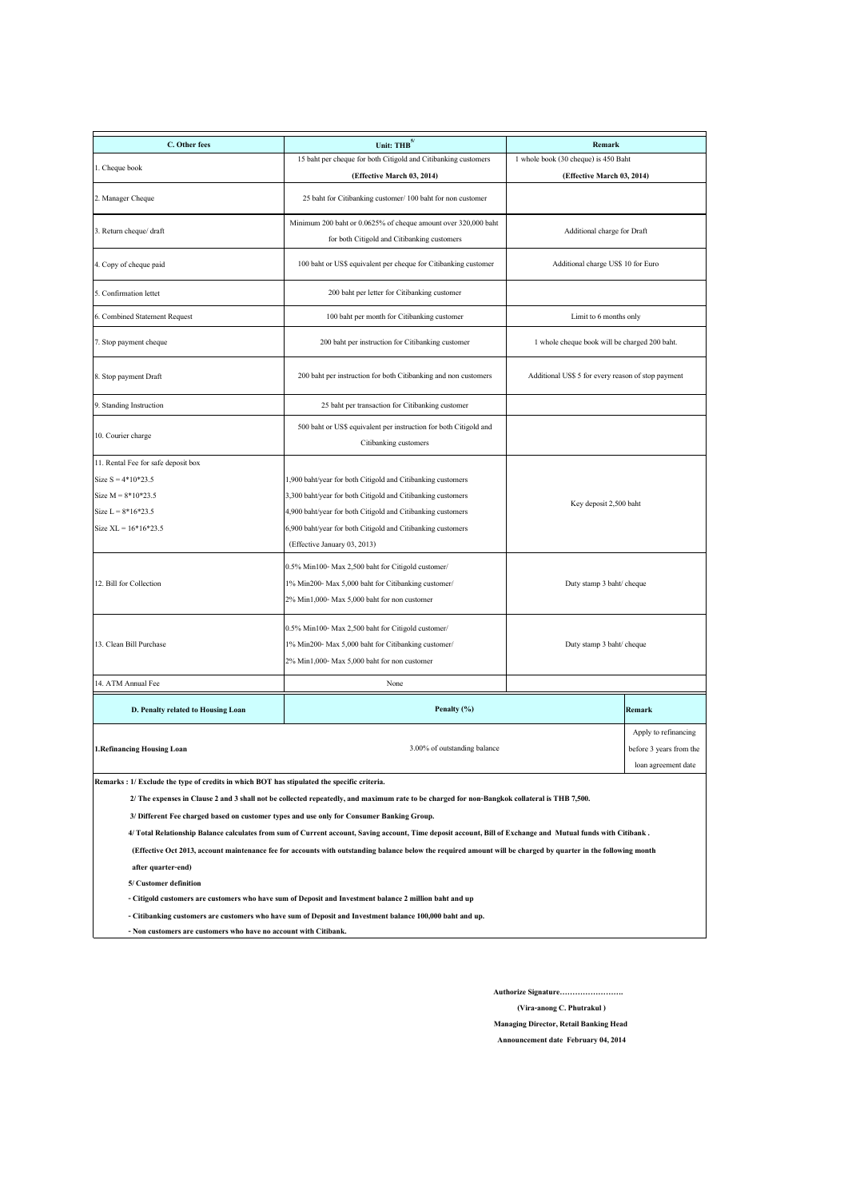| C. Other fees | Unit: THB[5/] | Remark |
|---|---|---|
| 1. Cheque book | 15 baht per cheque for both Citigold and Citibanking customers **(Effective March 03, 2014)** | 1 whole book (30 cheque) is 450 Baht **(Effective March 03, 2014)** |
| 2. Manager Cheque | 25 baht for Citibanking customer/ 100 baht for non customer | |
| 3. Return cheque/ draft | Minimum 200 baht or 0.0625% of cheque amount over 320,000 baht for both Citigold and Citibanking customers | Additional charge for Draft |
| 4. Copy of cheque paid | 100 baht or US$ equivalent per cheque for Citibanking customer | Additional charge US$ 10 for Euro |
| 5. Confirmation lettet | 200 baht per letter for Citibanking customer | |
| 6. Combined Statement Request | 100 baht per month for Citibanking customer | Limit to 6 months only |
| 7. Stop payment cheque | 200 baht per instruction for Citibanking customer | 1 whole cheque book will be charged 200 baht. |
| 8. Stop payment Draft | 200 baht per instruction for both Citibanking and non customers | Additional US$ 5 for every reason of stop payment |
| 9. Standing Instruction | 25 baht per transaction for Citibanking customer | |
| 10. Courier charge | 500 baht or US$ equivalent per instruction for both Citigold and Citibanking customers | |
| 11. Rental Fee for safe deposit box<br>Size S = 4*10*23.5<br>Size M = 8*10*23.5<br>Size L = 8*16*23.5<br>Size XL = 16*16*23.5 | <br>1,900 baht/year for both Citigold and Citibanking customers<br>3,300 baht/year for both Citigold and Citibanking customers<br>4,900 baht/year for both Citigold and Citibanking customers<br>6,900 baht/year for both Citigold and Citibanking customers<br>(Effective January 03, 2013) | Key deposit 2,500 baht |
| 12. Bill for Collection | 0.5% Min100- Max 2,500 baht for Citigold customer/<br>1% Min200- Max 5,000 baht for Citibanking customer/<br>2% Min1,000- Max 5,000 baht for non customer | Duty stamp 3 baht/ cheque |
| 13. Clean Bill Purchase | 0.5% Min100- Max 2,500 baht for Citigold customer/<br>1% Min200- Max 5,000 baht for Citibanking customer/<br>2% Min1,000- Max 5,000 baht for non customer | Duty stamp 3 baht/ cheque |
| 14. ATM Annual Fee | None | |

| D. Penalty related to Housing Loan | Penalty (%) | Remark |
|---|---|---|
| **1.Refinancing Housing Loan** | 3.00% of outstanding balance | Apply to refinancing before 3 years from the loan agreement date |

**Remarks : 1/ Exclude the type of credits in which BOT has stipulated the specific criteria.**

**2/ The expenses in Clause 2 and 3 shall not be collected repeatedly, and maximum rate to be charged for non-Bangkok collateral is THB 7,500.**

**3/ Different Fee charged based on customer types and use only for Consumer Banking Group.**

**4/ Total Relationship Balance calculates from sum of Current account, Saving account, Time deposit account, Bill of Exchange and Mutual funds with Citibank .**

**(Effective Oct 2013, account maintenance fee for accounts with outstanding balance below the required amount will be charged by quarter in the following month after quarter-end)**

**5/ Customer definition**

**- Citigold customers are customers who have sum of Deposit and Investment balance 2 million baht and up**

**- Citibanking customers are customers who have sum of Deposit and Investment balance 100,000 baht and up.**

**- Non customers are customers who have no account with Citibank.**

**Authorize Signature…………………….**

**(Vira-anong C. Phutrakul )**

**Managing Director, Retail Banking Head**

**Announcement date February 04, 2014**